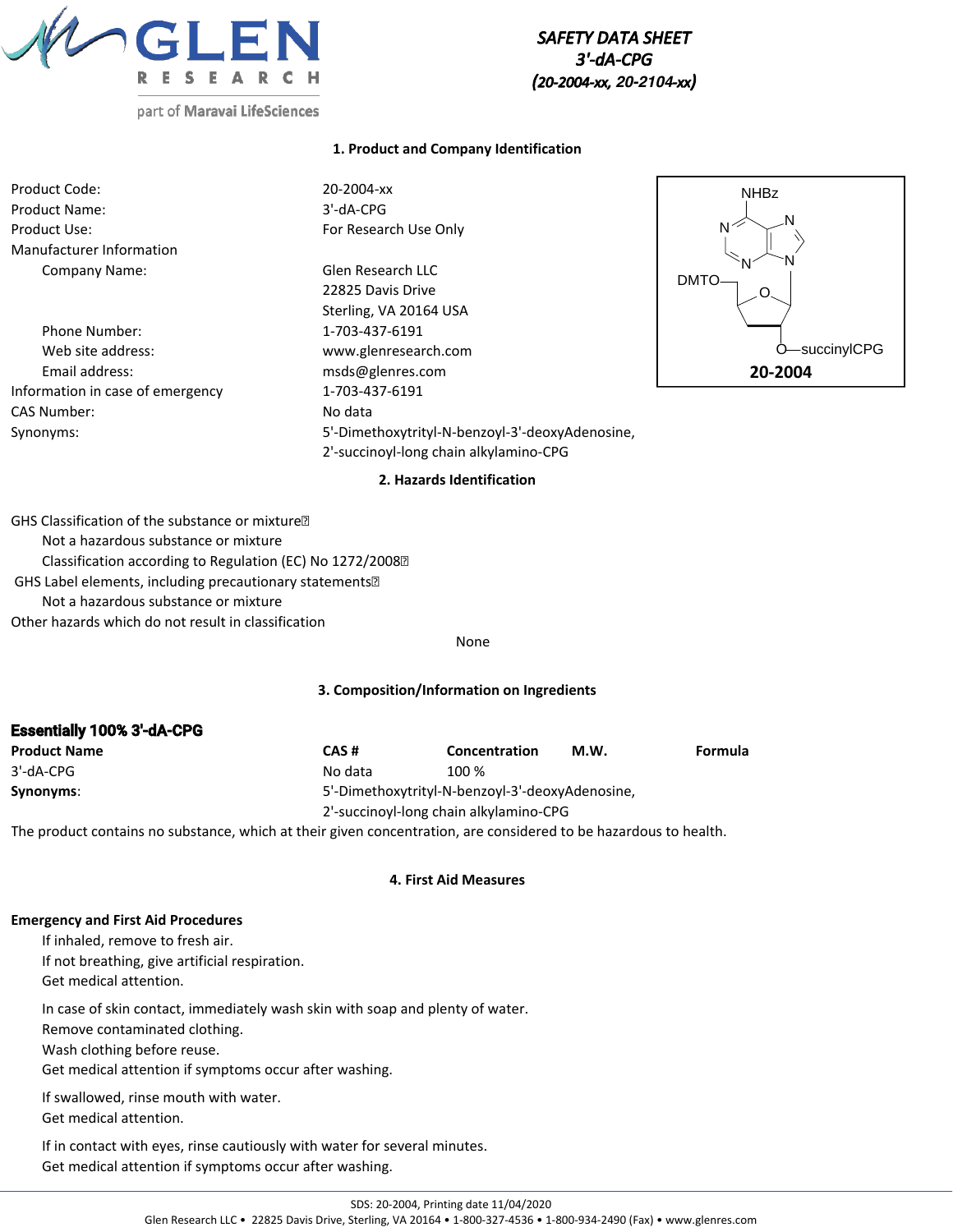*SAFETY DATA SHEET*
*3'-dA-CPG*
*(20-2004-xx, 20-2104-xx)*

## 1. Product and Company Identification

| | |
|---|---|
| Product Code: | 20-2004-xx |
| Product Name: | 3'-dA-CPG |
| Product Use: | For Research Use Only |
| Manufacturer Information | |
| Company Name: | Glen Research LLC<br>22825 Davis Drive<br>Sterling, VA 20164 USA |
| Phone Number: | 1-703-437-6191 |
| Web site address: | www.glenresearch.com |
| Email address: | msds@glenres.com |
| Information in case of emergency | 1-703-437-6191 |
| CAS Number: | No data |
| Synonyms: | 5'-Dimethoxytrityl-N-benzoyl-3'-deoxyAdenosine, 2'-succinoyl-long chain alkylamino-CPG |

NHBz
N N
N N
DMTO O
O—succinylCPG
**20-2004**

## 2. Hazards Identification

GHS Classification of the substance or mixture

Not a hazardous substance or mixture

Classification according to Regulation (EC) No 1272/2008

GHS Label elements, including precautionary statements

Not a hazardous substance or mixture

Other hazards which do not result in classification

None

## 3. Composition/Information on Ingredients

**Essentially 100% 3'-dA-CPG**

| Product Name | CAS # | Concentration | M.W. | Formula |
|---|---|---|---|---|
| 3'-dA-CPG | No data | 100 % | | |
| **Synonyms**: | 5'-Dimethoxytrityl-N-benzoyl-3'-deoxyAdenosine, 2'-succinoyl-long chain alkylamino-CPG | | | |

The product contains no substance, which at their given concentration, are considered to be hazardous to health.

## 4. First Aid Measures

**Emergency and First Aid Procedures**

If inhaled, remove to fresh air.
If not breathing, give artificial respiration.
Get medical attention.

In case of skin contact, immediately wash skin with soap and plenty of water.
Remove contaminated clothing.
Wash clothing before reuse.
Get medical attention if symptoms occur after washing.

If swallowed, rinse mouth with water.
Get medical attention.

If in contact with eyes, rinse cautiously with water for several minutes.
Get medical attention if symptoms occur after washing.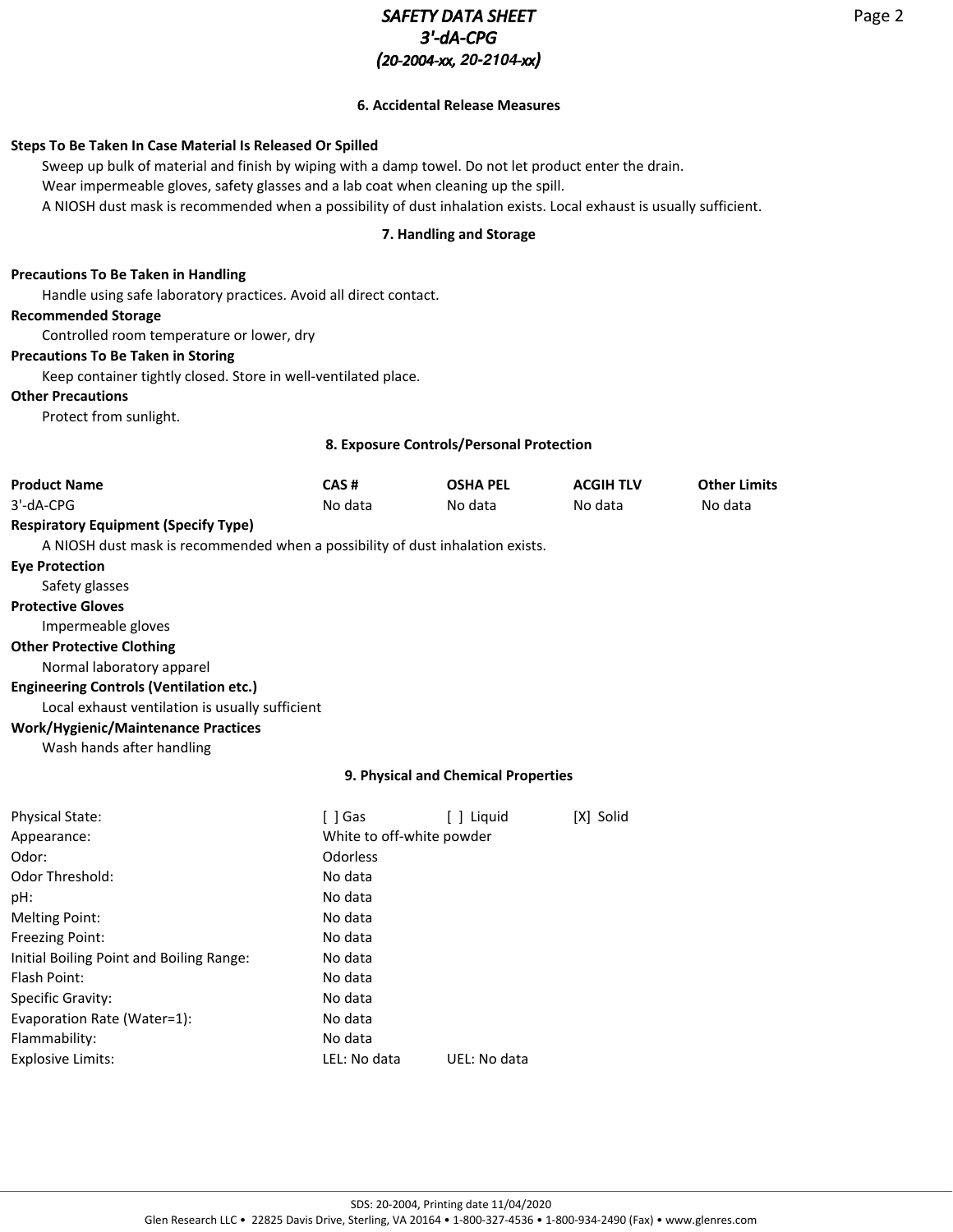## 6. Accidental Release Measures

**Steps To Be Taken In Case Material Is Released Or Spilled**

Sweep up bulk of material and finish by wiping with a damp towel. Do not let product enter the drain.
Wear impermeable gloves, safety glasses and a lab coat when cleaning up the spill.
A NIOSH dust mask is recommended when a possibility of dust inhalation exists. Local exhaust is usually sufficient.

## 7. Handling and Storage

**Precautions To Be Taken in Handling**

Handle using safe laboratory practices. Avoid all direct contact.

**Recommended Storage**

Controlled room temperature or lower, dry

**Precautions To Be Taken in Storing**

Keep container tightly closed. Store in well-ventilated place.

**Other Precautions**

Protect from sunlight.

## 8. Exposure Controls/Personal Protection

| Product Name | CAS # | OSHA PEL | ACGIH TLV | Other Limits |
|---|---|---|---|---|
| 3'-dA-CPG | No data | No data | No data | No data |

**Respiratory Equipment (Specify Type)**

A NIOSH dust mask is recommended when a possibility of dust inhalation exists.

**Eye Protection**

Safety glasses

**Protective Gloves**

Impermeable gloves

**Other Protective Clothing**

Normal laboratory apparel

**Engineering Controls (Ventilation etc.)**

Local exhaust ventilation is usually sufficient

**Work/Hygienic/Maintenance Practices**

Wash hands after handling

## 9. Physical and Chemical Properties

| | | | |
|---|---|---|---|
| Physical State: | [ ] Gas | [ ] Liquid | [X] Solid |
| Appearance: | White to off-white powder | | |
| Odor: | Odorless | | |
| Odor Threshold: | No data | | |
| pH: | No data | | |
| Melting Point: | No data | | |
| Freezing Point: | No data | | |
| Initial Boiling Point and Boiling Range: | No data | | |
| Flash Point: | No data | | |
| Specific Gravity: | No data | | |
| Evaporation Rate (Water=1): | No data | | |
| Flammability: | No data | | |
| Explosive Limits: | LEL: No data | UEL: No data | |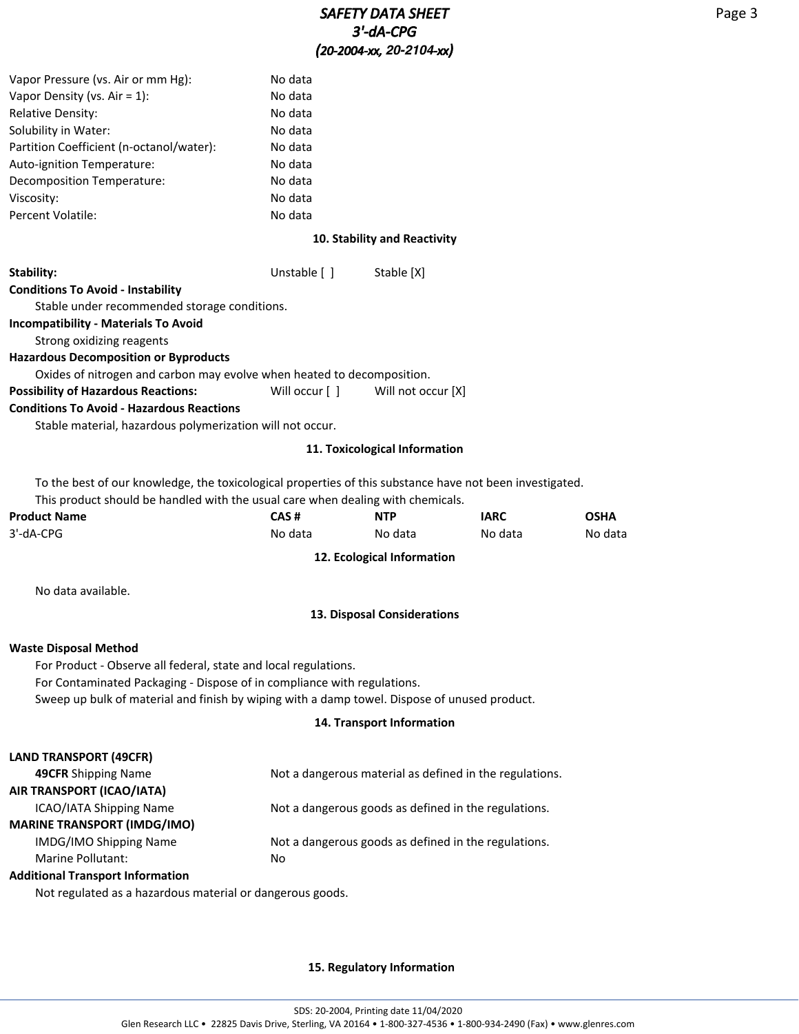| | |
|---|---|
| Vapor Pressure (vs. Air or mm Hg): | No data |
| Vapor Density (vs. Air = 1): | No data |
| Relative Density: | No data |
| Solubility in Water: | No data |
| Partition Coefficient (n-octanol/water): | No data |
| Auto-ignition Temperature: | No data |
| Decomposition Temperature: | No data |
| Viscosity: | No data |
| Percent Volatile: | No data |

## 10. Stability and Reactivity

**Stability:** Unstable [ ] Stable [X]

**Conditions To Avoid - Instability**

Stable under recommended storage conditions.

**Incompatibility - Materials To Avoid**

Strong oxidizing reagents

**Hazardous Decomposition or Byproducts**

Oxides of nitrogen and carbon may evolve when heated to decomposition.

**Possibility of Hazardous Reactions:** Will occur [ ] Will not occur [X]

**Conditions To Avoid - Hazardous Reactions**

Stable material, hazardous polymerization will not occur.

## 11. Toxicological Information

To the best of our knowledge, the toxicological properties of this substance have not been investigated.
This product should be handled with the usual care when dealing with chemicals.

| Product Name | CAS # | NTP | IARC | OSHA |
|---|---|---|---|---|
| 3'-dA-CPG | No data | No data | No data | No data |

## 12. Ecological Information

No data available.

## 13. Disposal Considerations

**Waste Disposal Method**

For Product - Observe all federal, state and local regulations.
For Contaminated Packaging - Dispose of in compliance with regulations.
Sweep up bulk of material and finish by wiping with a damp towel. Dispose of unused product.

## 14. Transport Information

**LAND TRANSPORT (49CFR)**

| | |
|---|---|
| **49CFR** Shipping Name | Not a dangerous material as defined in the regulations. |

**AIR TRANSPORT (ICAO/IATA)**

| | |
|---|---|
| ICAO/IATA Shipping Name | Not a dangerous goods as defined in the regulations. |

**MARINE TRANSPORT (IMDG/IMO)**

| | |
|---|---|
| IMDG/IMO Shipping Name | Not a dangerous goods as defined in the regulations. |
| Marine Pollutant: | No |

**Additional Transport Information**

Not regulated as a hazardous material or dangerous goods.

## 15. Regulatory Information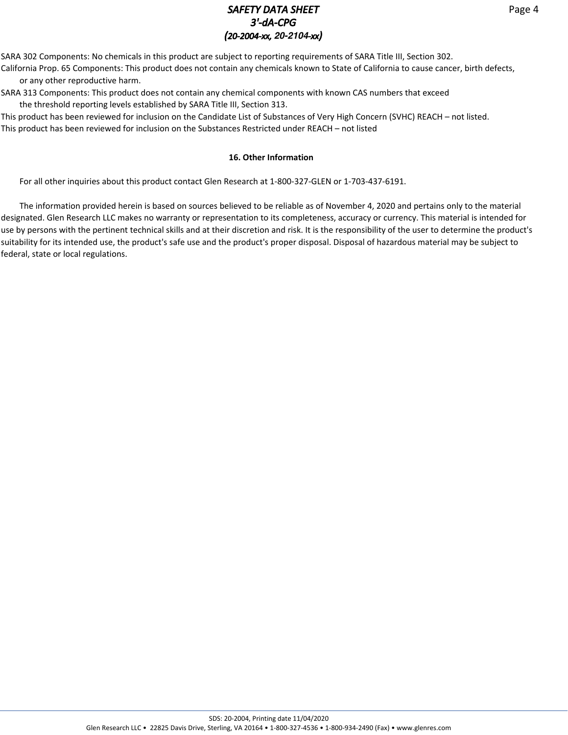SARA 302 Components: No chemicals in this product are subject to reporting requirements of SARA Title III, Section 302.
California Prop. 65 Components: This product does not contain any chemicals known to State of California to cause cancer, birth defects, or any other reproductive harm.
SARA 313 Components: This product does not contain any chemical components with known CAS numbers that exceed the threshold reporting levels established by SARA Title III, Section 313.
This product has been reviewed for inclusion on the Candidate List of Substances of Very High Concern (SVHC) REACH – not listed.
This product has been reviewed for inclusion on the Substances Restricted under REACH – not listed

## 16. Other Information

For all other inquiries about this product contact Glen Research at 1-800-327-GLEN or 1-703-437-6191.

The information provided herein is based on sources believed to be reliable as of November 4, 2020 and pertains only to the material designated. Glen Research LLC makes no warranty or representation to its completeness, accuracy or currency. This material is intended for use by persons with the pertinent technical skills and at their discretion and risk. It is the responsibility of the user to determine the product's suitability for its intended use, the product's safe use and the product's proper disposal. Disposal of hazardous material may be subject to federal, state or local regulations.